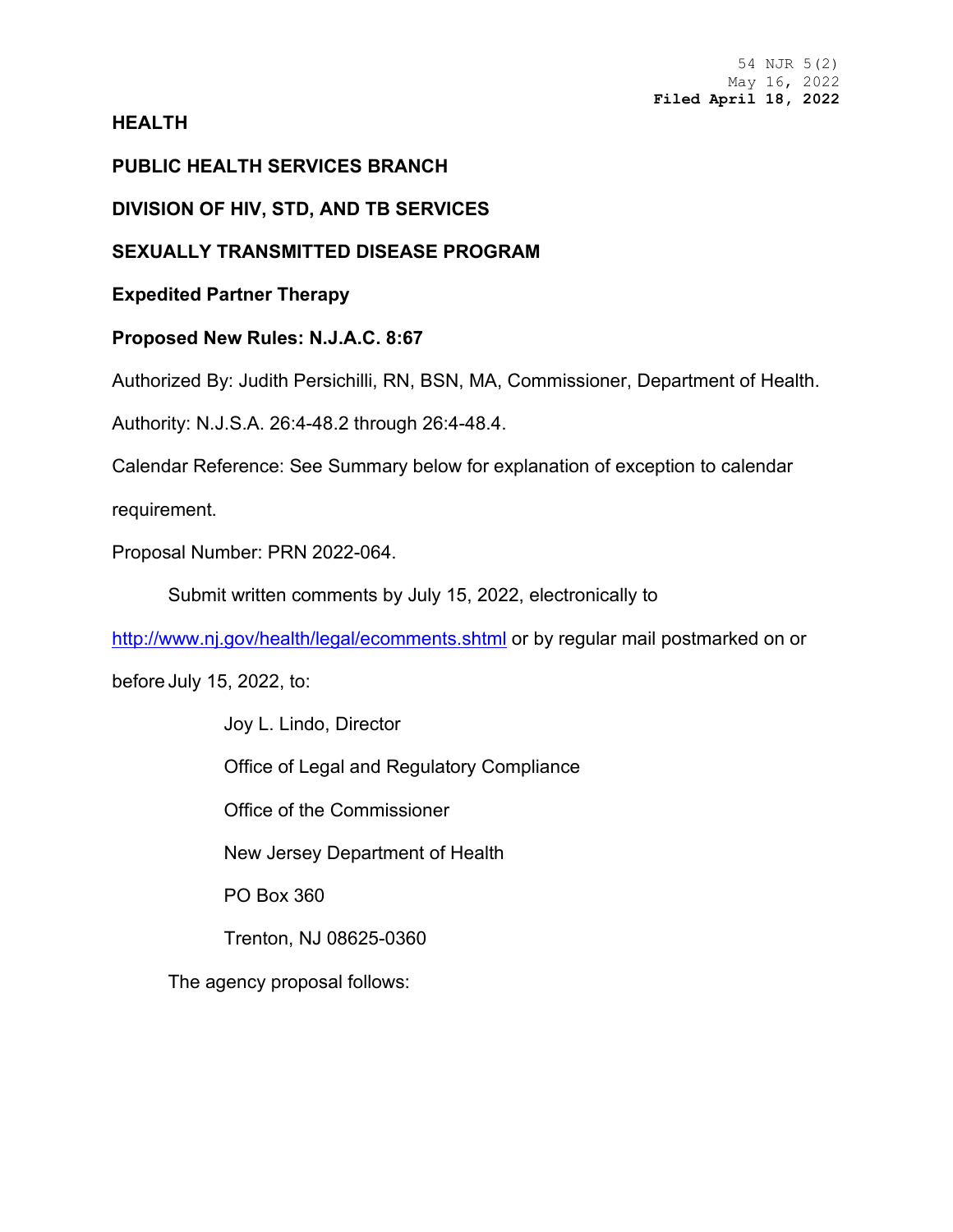54 NJR 5(2)
May 16, 2022
**Filed April 18, 2022**

**HEALTH**

**PUBLIC HEALTH SERVICES BRANCH**

**DIVISION OF HIV, STD, AND TB SERVICES**

**SEXUALLY TRANSMITTED DISEASE PROGRAM**

**Expedited Partner Therapy**

**Proposed New Rules: N.J.A.C. 8:67**

Authorized By: Judith Persichilli, RN, BSN, MA, Commissioner, Department of Health.

Authority: N.J.S.A. 26:4-48.2 through 26:4-48.4.

Calendar Reference: See Summary below for explanation of exception to calendar requirement.

Proposal Number: PRN 2022-064.

Submit written comments by July 15, 2022, electronically to http://www.nj.gov/health/legal/ecomments.shtml or by regular mail postmarked on or before July 15, 2022, to:

Joy L. Lindo, Director

Office of Legal and Regulatory Compliance

Office of the Commissioner

New Jersey Department of Health

PO Box 360

Trenton, NJ 08625-0360

The agency proposal follows: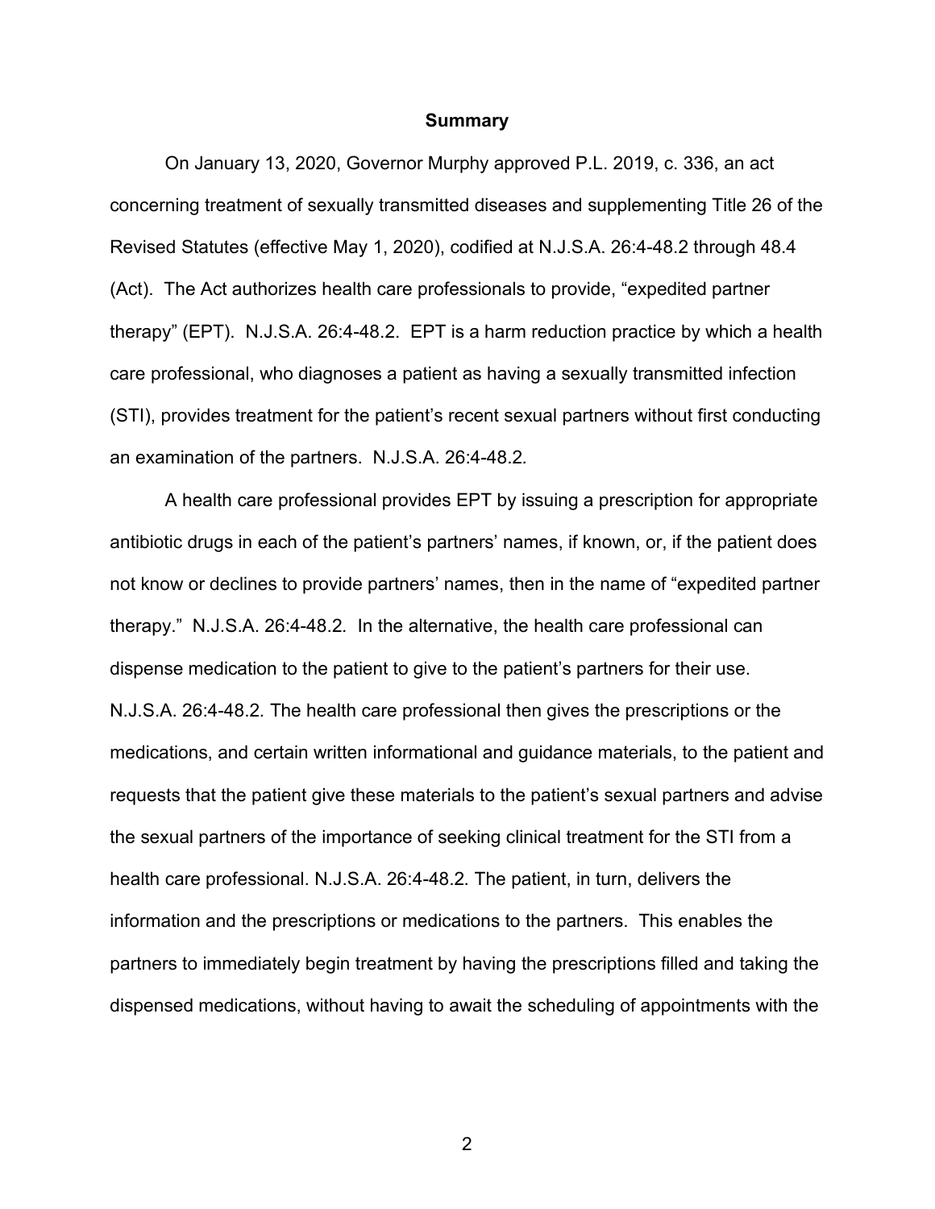## Summary

On January 13, 2020, Governor Murphy approved P.L. 2019, c. 336, an act concerning treatment of sexually transmitted diseases and supplementing Title 26 of the Revised Statutes (effective May 1, 2020), codified at N.J.S.A. 26:4-48.2 through 48.4 (Act). The Act authorizes health care professionals to provide, "expedited partner therapy" (EPT). N.J.S.A. 26:4-48.2. EPT is a harm reduction practice by which a health care professional, who diagnoses a patient as having a sexually transmitted infection (STI), provides treatment for the patient's recent sexual partners without first conducting an examination of the partners. N.J.S.A. 26:4-48.2.

A health care professional provides EPT by issuing a prescription for appropriate antibiotic drugs in each of the patient's partners' names, if known, or, if the patient does not know or declines to provide partners' names, then in the name of "expedited partner therapy." N.J.S.A. 26:4-48.2. In the alternative, the health care professional can dispense medication to the patient to give to the patient's partners for their use. N.J.S.A. 26:4-48.2. The health care professional then gives the prescriptions or the medications, and certain written informational and guidance materials, to the patient and requests that the patient give these materials to the patient's sexual partners and advise the sexual partners of the importance of seeking clinical treatment for the STI from a health care professional. N.J.S.A. 26:4-48.2. The patient, in turn, delivers the information and the prescriptions or medications to the partners. This enables the partners to immediately begin treatment by having the prescriptions filled and taking the dispensed medications, without having to await the scheduling of appointments with the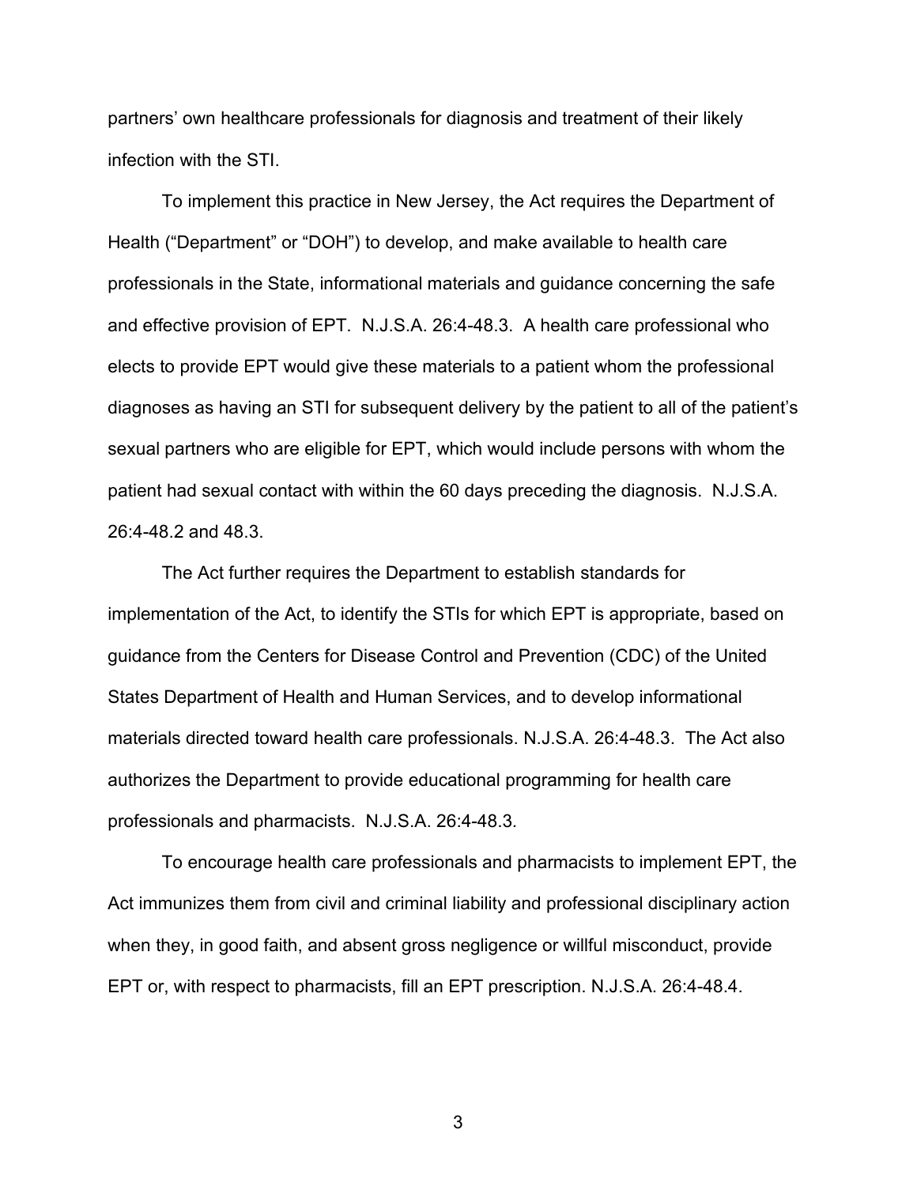partners' own healthcare professionals for diagnosis and treatment of their likely infection with the STI.

To implement this practice in New Jersey, the Act requires the Department of Health ("Department" or "DOH") to develop, and make available to health care professionals in the State, informational materials and guidance concerning the safe and effective provision of EPT. N.J.S.A. 26:4-48.3. A health care professional who elects to provide EPT would give these materials to a patient whom the professional diagnoses as having an STI for subsequent delivery by the patient to all of the patient's sexual partners who are eligible for EPT, which would include persons with whom the patient had sexual contact with within the 60 days preceding the diagnosis. N.J.S.A. 26:4-48.2 and 48.3.

The Act further requires the Department to establish standards for implementation of the Act, to identify the STIs for which EPT is appropriate, based on guidance from the Centers for Disease Control and Prevention (CDC) of the United States Department of Health and Human Services, and to develop informational materials directed toward health care professionals. N.J.S.A. 26:4-48.3. The Act also authorizes the Department to provide educational programming for health care professionals and pharmacists. N.J.S.A. 26:4-48.3.

To encourage health care professionals and pharmacists to implement EPT, the Act immunizes them from civil and criminal liability and professional disciplinary action when they, in good faith, and absent gross negligence or willful misconduct, provide EPT or, with respect to pharmacists, fill an EPT prescription. N.J.S.A. 26:4-48.4.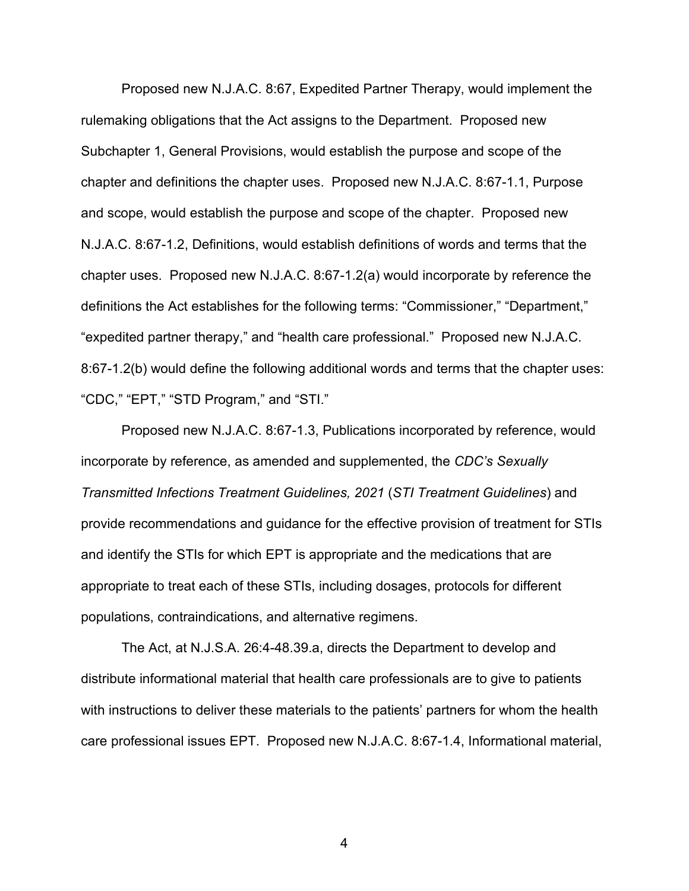Proposed new N.J.A.C. 8:67, Expedited Partner Therapy, would implement the rulemaking obligations that the Act assigns to the Department. Proposed new Subchapter 1, General Provisions, would establish the purpose and scope of the chapter and definitions the chapter uses. Proposed new N.J.A.C. 8:67-1.1, Purpose and scope, would establish the purpose and scope of the chapter. Proposed new N.J.A.C. 8:67-1.2, Definitions, would establish definitions of words and terms that the chapter uses. Proposed new N.J.A.C. 8:67-1.2(a) would incorporate by reference the definitions the Act establishes for the following terms: "Commissioner," "Department," "expedited partner therapy," and "health care professional." Proposed new N.J.A.C. 8:67-1.2(b) would define the following additional words and terms that the chapter uses: "CDC," "EPT," "STD Program," and "STI."

Proposed new N.J.A.C. 8:67-1.3, Publications incorporated by reference, would incorporate by reference, as amended and supplemented, the *CDC's Sexually Transmitted Infections Treatment Guidelines, 2021* (*STI Treatment Guidelines*) and provide recommendations and guidance for the effective provision of treatment for STIs and identify the STIs for which EPT is appropriate and the medications that are appropriate to treat each of these STIs, including dosages, protocols for different populations, contraindications, and alternative regimens.

The Act, at N.J.S.A. 26:4-48.39.a, directs the Department to develop and distribute informational material that health care professionals are to give to patients with instructions to deliver these materials to the patients' partners for whom the health care professional issues EPT. Proposed new N.J.A.C. 8:67-1.4, Informational material,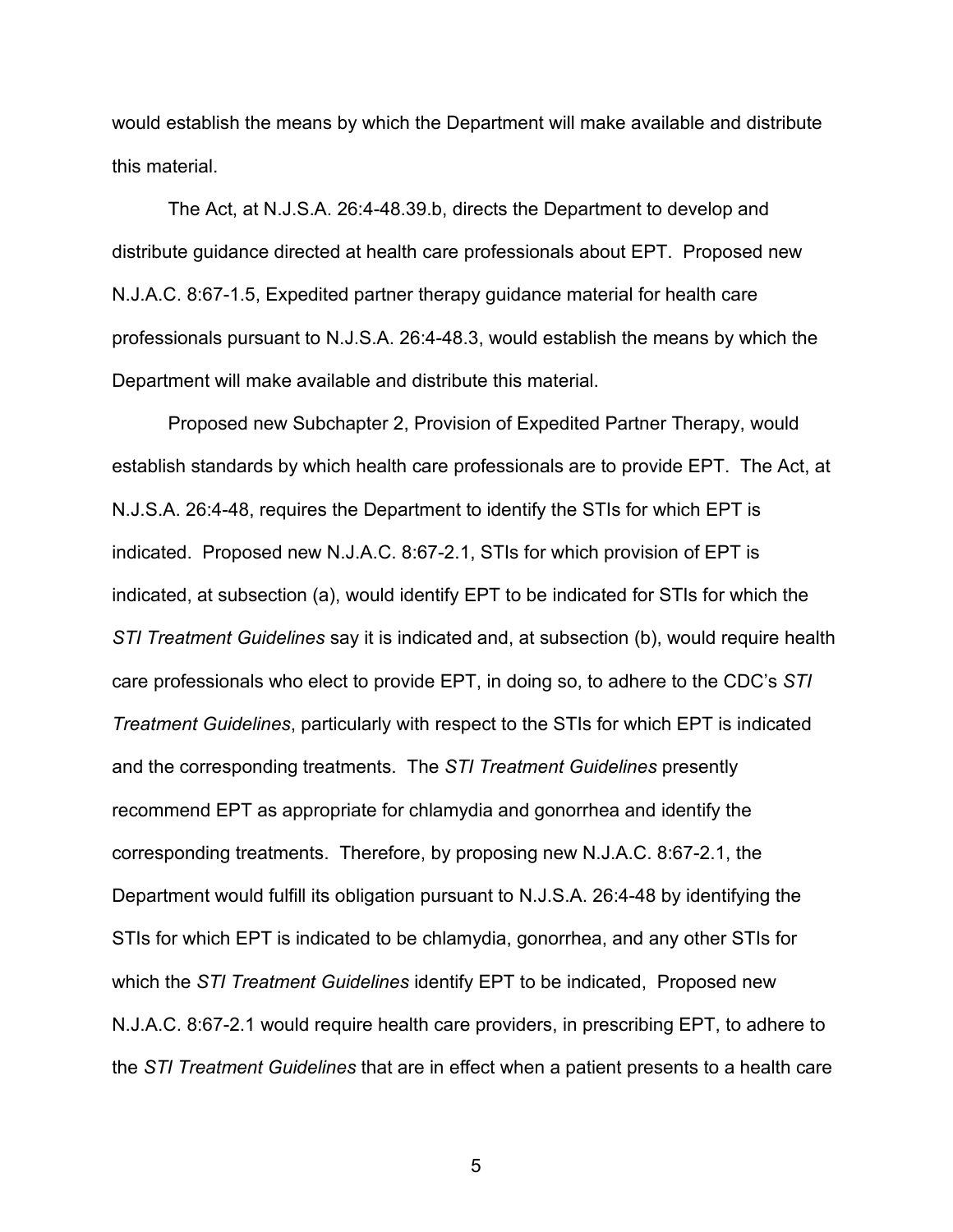would establish the means by which the Department will make available and distribute this material.

The Act, at N.J.S.A. 26:4-48.39.b, directs the Department to develop and distribute guidance directed at health care professionals about EPT. Proposed new N.J.A.C. 8:67-1.5, Expedited partner therapy guidance material for health care professionals pursuant to N.J.S.A. 26:4-48.3, would establish the means by which the Department will make available and distribute this material.

Proposed new Subchapter 2, Provision of Expedited Partner Therapy, would establish standards by which health care professionals are to provide EPT. The Act, at N.J.S.A. 26:4-48, requires the Department to identify the STIs for which EPT is indicated. Proposed new N.J.A.C. 8:67-2.1, STIs for which provision of EPT is indicated, at subsection (a), would identify EPT to be indicated for STIs for which the *STI Treatment Guidelines* say it is indicated and, at subsection (b), would require health care professionals who elect to provide EPT, in doing so, to adhere to the CDC's *STI Treatment Guidelines*, particularly with respect to the STIs for which EPT is indicated and the corresponding treatments. The *STI Treatment Guidelines* presently recommend EPT as appropriate for chlamydia and gonorrhea and identify the corresponding treatments. Therefore, by proposing new N.J.A.C. 8:67-2.1, the Department would fulfill its obligation pursuant to N.J.S.A. 26:4-48 by identifying the STIs for which EPT is indicated to be chlamydia, gonorrhea, and any other STIs for which the *STI Treatment Guidelines* identify EPT to be indicated, Proposed new N.J.A.C. 8:67-2.1 would require health care providers, in prescribing EPT, to adhere to the *STI Treatment Guidelines* that are in effect when a patient presents to a health care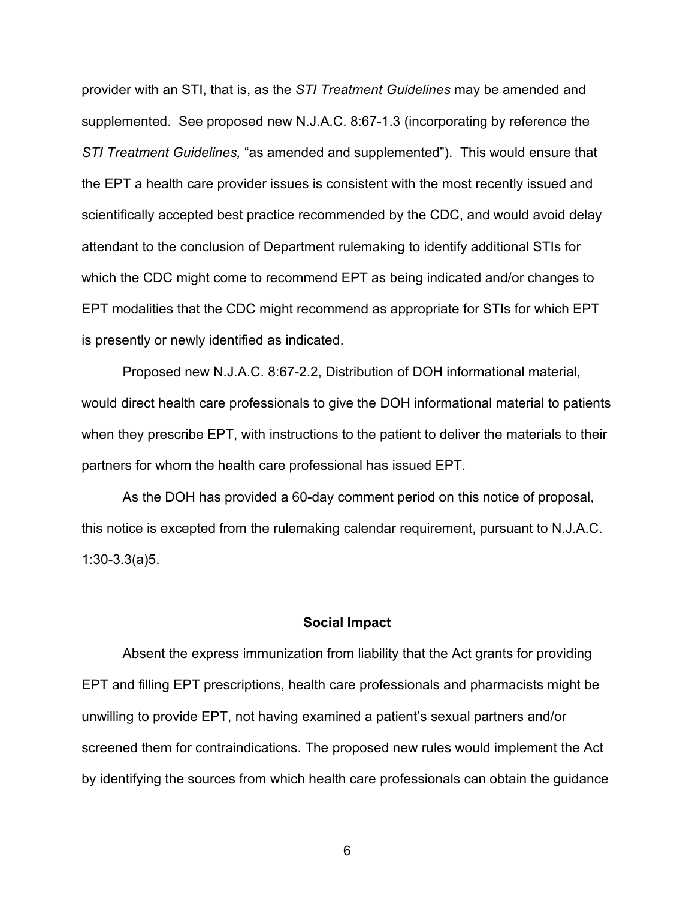provider with an STI, that is, as the *STI Treatment Guidelines* may be amended and supplemented. See proposed new N.J.A.C. 8:67-1.3 (incorporating by reference the *STI Treatment Guidelines,* "as amended and supplemented"). This would ensure that the EPT a health care provider issues is consistent with the most recently issued and scientifically accepted best practice recommended by the CDC, and would avoid delay attendant to the conclusion of Department rulemaking to identify additional STIs for which the CDC might come to recommend EPT as being indicated and/or changes to EPT modalities that the CDC might recommend as appropriate for STIs for which EPT is presently or newly identified as indicated.

Proposed new N.J.A.C. 8:67-2.2, Distribution of DOH informational material, would direct health care professionals to give the DOH informational material to patients when they prescribe EPT, with instructions to the patient to deliver the materials to their partners for whom the health care professional has issued EPT.

As the DOH has provided a 60-day comment period on this notice of proposal, this notice is excepted from the rulemaking calendar requirement, pursuant to N.J.A.C. 1:30-3.3(a)5.

## Social Impact

Absent the express immunization from liability that the Act grants for providing EPT and filling EPT prescriptions, health care professionals and pharmacists might be unwilling to provide EPT, not having examined a patient's sexual partners and/or screened them for contraindications. The proposed new rules would implement the Act by identifying the sources from which health care professionals can obtain the guidance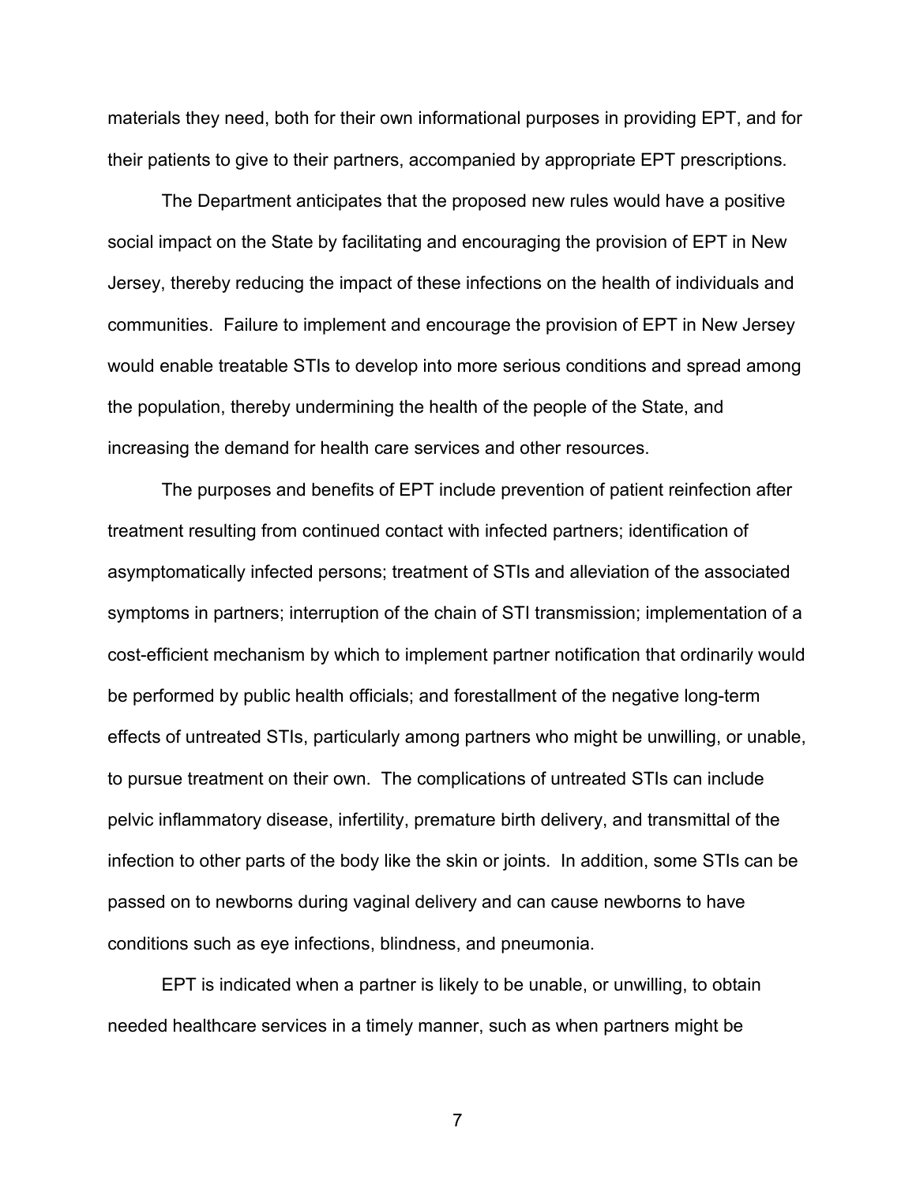materials they need, both for their own informational purposes in providing EPT, and for their patients to give to their partners, accompanied by appropriate EPT prescriptions.

The Department anticipates that the proposed new rules would have a positive social impact on the State by facilitating and encouraging the provision of EPT in New Jersey, thereby reducing the impact of these infections on the health of individuals and communities. Failure to implement and encourage the provision of EPT in New Jersey would enable treatable STIs to develop into more serious conditions and spread among the population, thereby undermining the health of the people of the State, and increasing the demand for health care services and other resources.

The purposes and benefits of EPT include prevention of patient reinfection after treatment resulting from continued contact with infected partners; identification of asymptomatically infected persons; treatment of STIs and alleviation of the associated symptoms in partners; interruption of the chain of STI transmission; implementation of a cost-efficient mechanism by which to implement partner notification that ordinarily would be performed by public health officials; and forestallment of the negative long-term effects of untreated STIs, particularly among partners who might be unwilling, or unable, to pursue treatment on their own. The complications of untreated STIs can include pelvic inflammatory disease, infertility, premature birth delivery, and transmittal of the infection to other parts of the body like the skin or joints. In addition, some STIs can be passed on to newborns during vaginal delivery and can cause newborns to have conditions such as eye infections, blindness, and pneumonia.

EPT is indicated when a partner is likely to be unable, or unwilling, to obtain needed healthcare services in a timely manner, such as when partners might be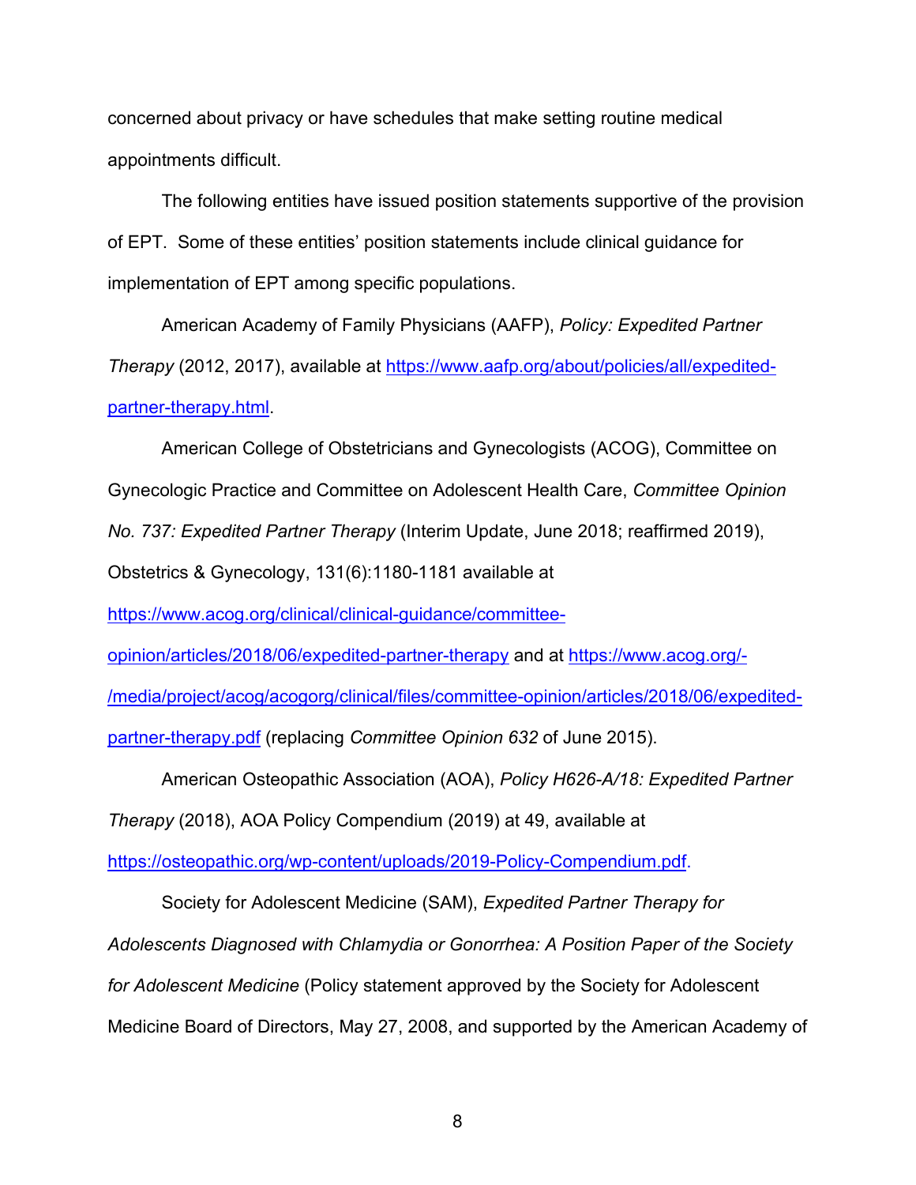concerned about privacy or have schedules that make setting routine medical appointments difficult.

The following entities have issued position statements supportive of the provision of EPT. Some of these entities' position statements include clinical guidance for implementation of EPT among specific populations.

American Academy of Family Physicians (AAFP), *Policy: Expedited Partner Therapy* (2012, 2017), available at https://www.aafp.org/about/policies/all/expedited-partner-therapy.html.

American College of Obstetricians and Gynecologists (ACOG), Committee on Gynecologic Practice and Committee on Adolescent Health Care, *Committee Opinion No. 737: Expedited Partner Therapy* (Interim Update, June 2018; reaffirmed 2019), Obstetrics & Gynecology, 131(6):1180-1181 available at https://www.acog.org/clinical/clinical-guidance/committee-opinion/articles/2018/06/expedited-partner-therapy and at https://www.acog.org/-/media/project/acog/acogorg/clinical/files/committee-opinion/articles/2018/06/expedited-partner-therapy.pdf (replacing *Committee Opinion 632* of June 2015).

American Osteopathic Association (AOA), *Policy H626-A/18: Expedited Partner Therapy* (2018), AOA Policy Compendium (2019) at 49, available at https://osteopathic.org/wp-content/uploads/2019-Policy-Compendium.pdf.

Society for Adolescent Medicine (SAM), *Expedited Partner Therapy for Adolescents Diagnosed with Chlamydia or Gonorrhea: A Position Paper of the Society for Adolescent Medicine* (Policy statement approved by the Society for Adolescent Medicine Board of Directors, May 27, 2008, and supported by the American Academy of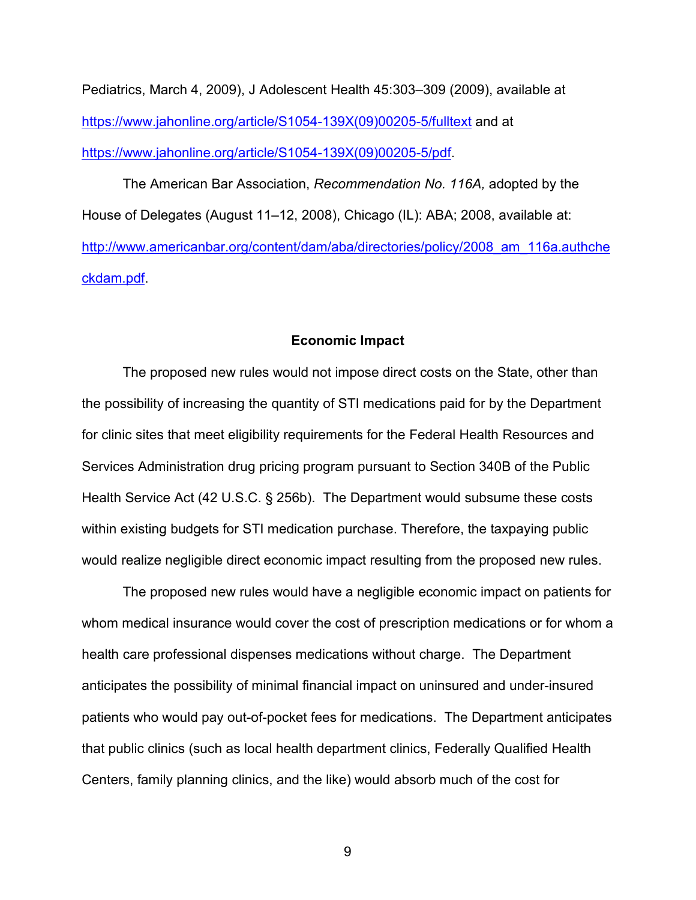Pediatrics, March 4, 2009), J Adolescent Health 45:303–309 (2009), available at https://www.jahonline.org/article/S1054-139X(09)00205-5/fulltext and at https://www.jahonline.org/article/S1054-139X(09)00205-5/pdf.

The American Bar Association, *Recommendation No. 116A,* adopted by the House of Delegates (August 11–12, 2008), Chicago (IL): ABA; 2008, available at: http://www.americanbar.org/content/dam/aba/directories/policy/2008_am_116a.authcheckdam.pdf.

**Economic Impact**

The proposed new rules would not impose direct costs on the State, other than the possibility of increasing the quantity of STI medications paid for by the Department for clinic sites that meet eligibility requirements for the Federal Health Resources and Services Administration drug pricing program pursuant to Section 340B of the Public Health Service Act (42 U.S.C. § 256b). The Department would subsume these costs within existing budgets for STI medication purchase. Therefore, the taxpaying public would realize negligible direct economic impact resulting from the proposed new rules.

The proposed new rules would have a negligible economic impact on patients for whom medical insurance would cover the cost of prescription medications or for whom a health care professional dispenses medications without charge. The Department anticipates the possibility of minimal financial impact on uninsured and under-insured patients who would pay out-of-pocket fees for medications. The Department anticipates that public clinics (such as local health department clinics, Federally Qualified Health Centers, family planning clinics, and the like) would absorb much of the cost for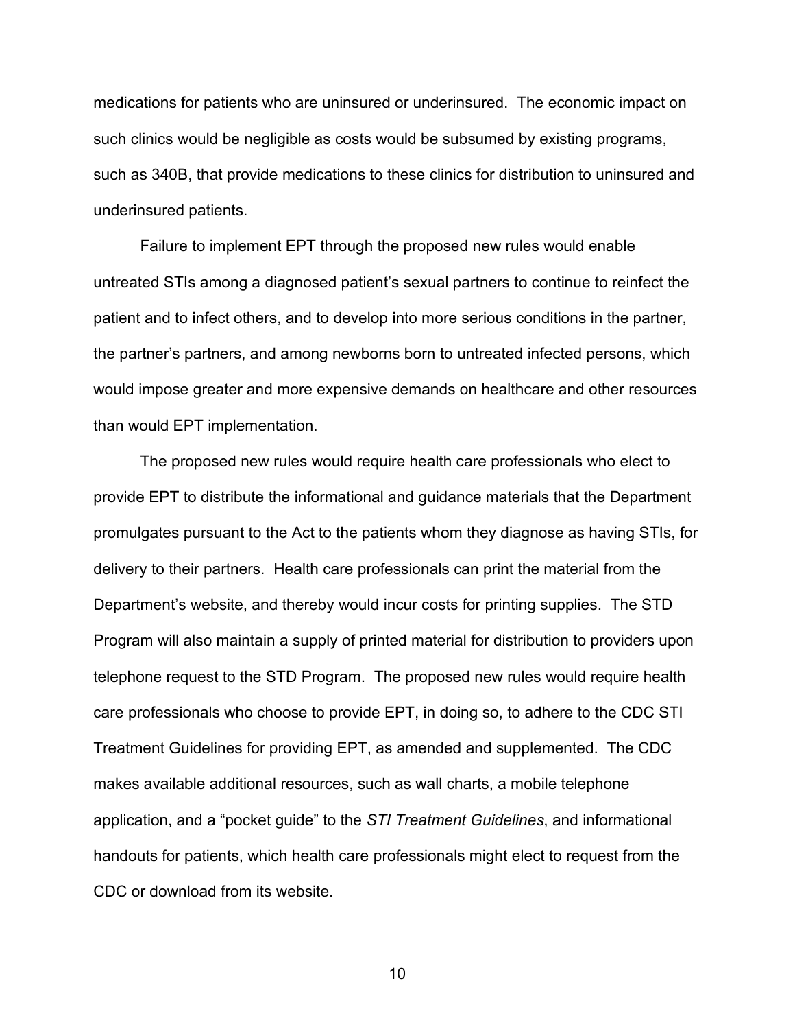medications for patients who are uninsured or underinsured. The economic impact on such clinics would be negligible as costs would be subsumed by existing programs, such as 340B, that provide medications to these clinics for distribution to uninsured and underinsured patients.

Failure to implement EPT through the proposed new rules would enable untreated STIs among a diagnosed patient's sexual partners to continue to reinfect the patient and to infect others, and to develop into more serious conditions in the partner, the partner's partners, and among newborns born to untreated infected persons, which would impose greater and more expensive demands on healthcare and other resources than would EPT implementation.

The proposed new rules would require health care professionals who elect to provide EPT to distribute the informational and guidance materials that the Department promulgates pursuant to the Act to the patients whom they diagnose as having STIs, for delivery to their partners. Health care professionals can print the material from the Department's website, and thereby would incur costs for printing supplies. The STD Program will also maintain a supply of printed material for distribution to providers upon telephone request to the STD Program. The proposed new rules would require health care professionals who choose to provide EPT, in doing so, to adhere to the CDC STI Treatment Guidelines for providing EPT, as amended and supplemented. The CDC makes available additional resources, such as wall charts, a mobile telephone application, and a "pocket guide" to the *STI Treatment Guidelines*, and informational handouts for patients, which health care professionals might elect to request from the CDC or download from its website.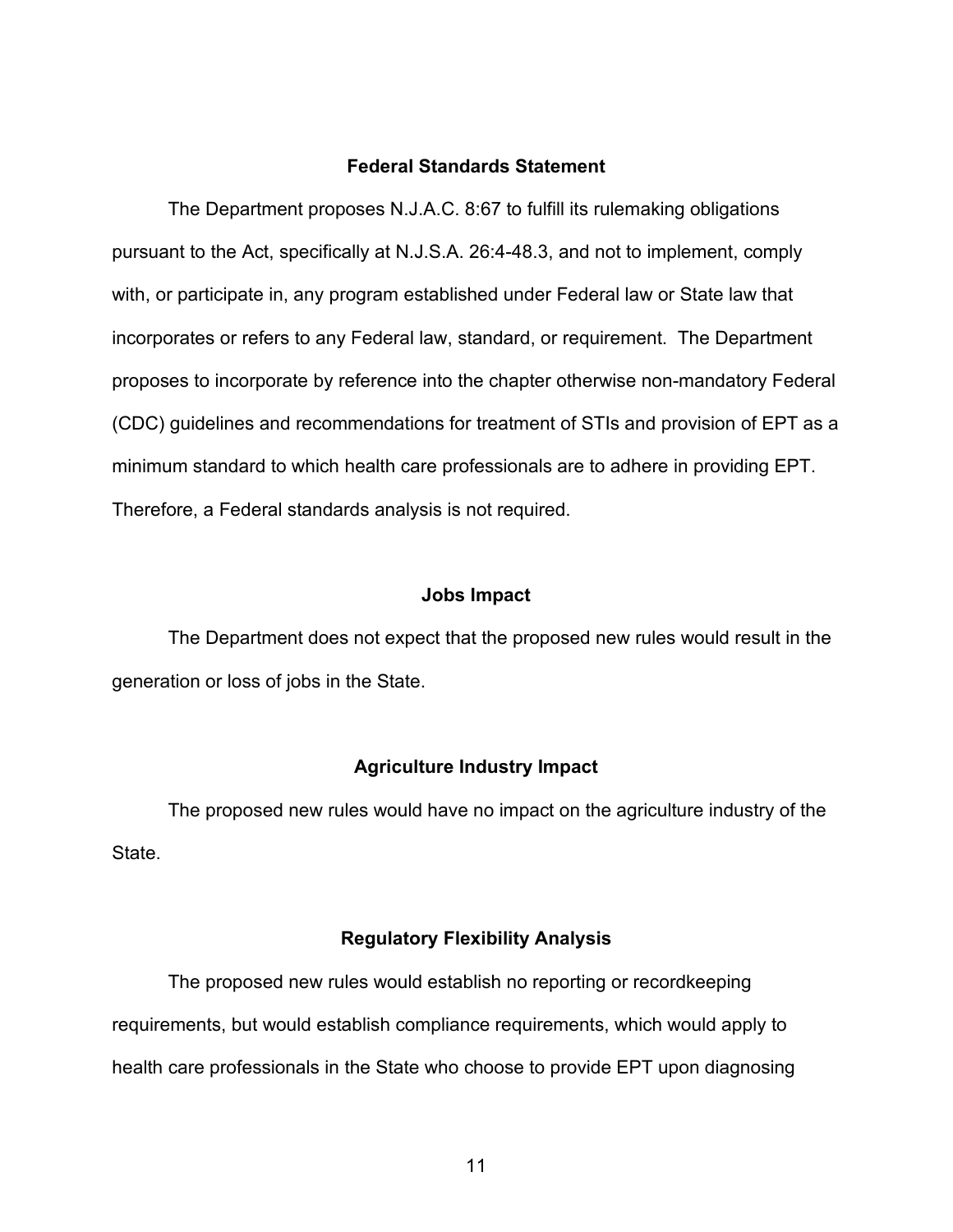## Federal Standards Statement

The Department proposes N.J.A.C. 8:67 to fulfill its rulemaking obligations pursuant to the Act, specifically at N.J.S.A. 26:4-48.3, and not to implement, comply with, or participate in, any program established under Federal law or State law that incorporates or refers to any Federal law, standard, or requirement. The Department proposes to incorporate by reference into the chapter otherwise non-mandatory Federal (CDC) guidelines and recommendations for treatment of STIs and provision of EPT as a minimum standard to which health care professionals are to adhere in providing EPT. Therefore, a Federal standards analysis is not required.

## Jobs Impact

The Department does not expect that the proposed new rules would result in the generation or loss of jobs in the State.

## Agriculture Industry Impact

The proposed new rules would have no impact on the agriculture industry of the State.

## Regulatory Flexibility Analysis

The proposed new rules would establish no reporting or recordkeeping requirements, but would establish compliance requirements, which would apply to health care professionals in the State who choose to provide EPT upon diagnosing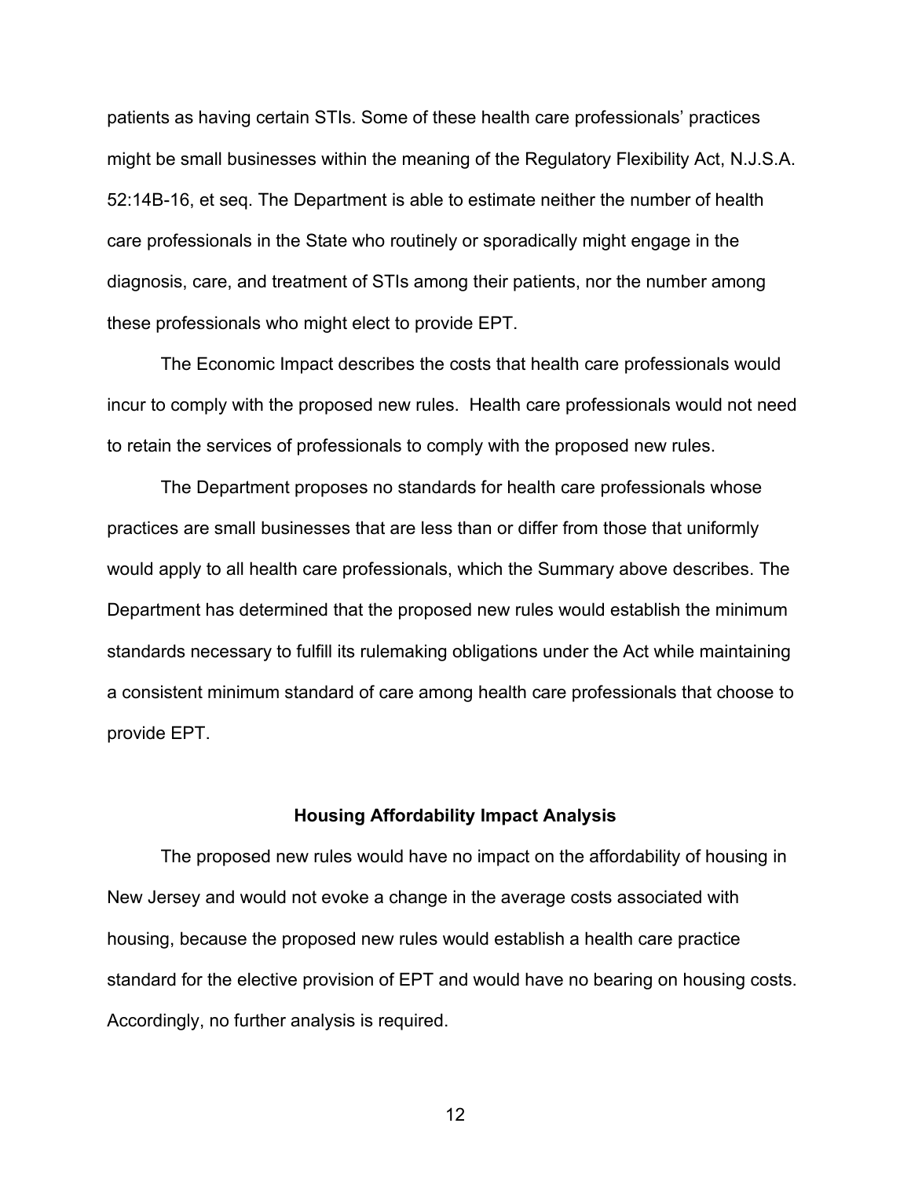patients as having certain STIs. Some of these health care professionals' practices might be small businesses within the meaning of the Regulatory Flexibility Act, N.J.S.A. 52:14B-16, et seq. The Department is able to estimate neither the number of health care professionals in the State who routinely or sporadically might engage in the diagnosis, care, and treatment of STIs among their patients, nor the number among these professionals who might elect to provide EPT.

The Economic Impact describes the costs that health care professionals would incur to comply with the proposed new rules. Health care professionals would not need to retain the services of professionals to comply with the proposed new rules.

The Department proposes no standards for health care professionals whose practices are small businesses that are less than or differ from those that uniformly would apply to all health care professionals, which the Summary above describes. The Department has determined that the proposed new rules would establish the minimum standards necessary to fulfill its rulemaking obligations under the Act while maintaining a consistent minimum standard of care among health care professionals that choose to provide EPT.

**Housing Affordability Impact Analysis**

The proposed new rules would have no impact on the affordability of housing in New Jersey and would not evoke a change in the average costs associated with housing, because the proposed new rules would establish a health care practice standard for the elective provision of EPT and would have no bearing on housing costs. Accordingly, no further analysis is required.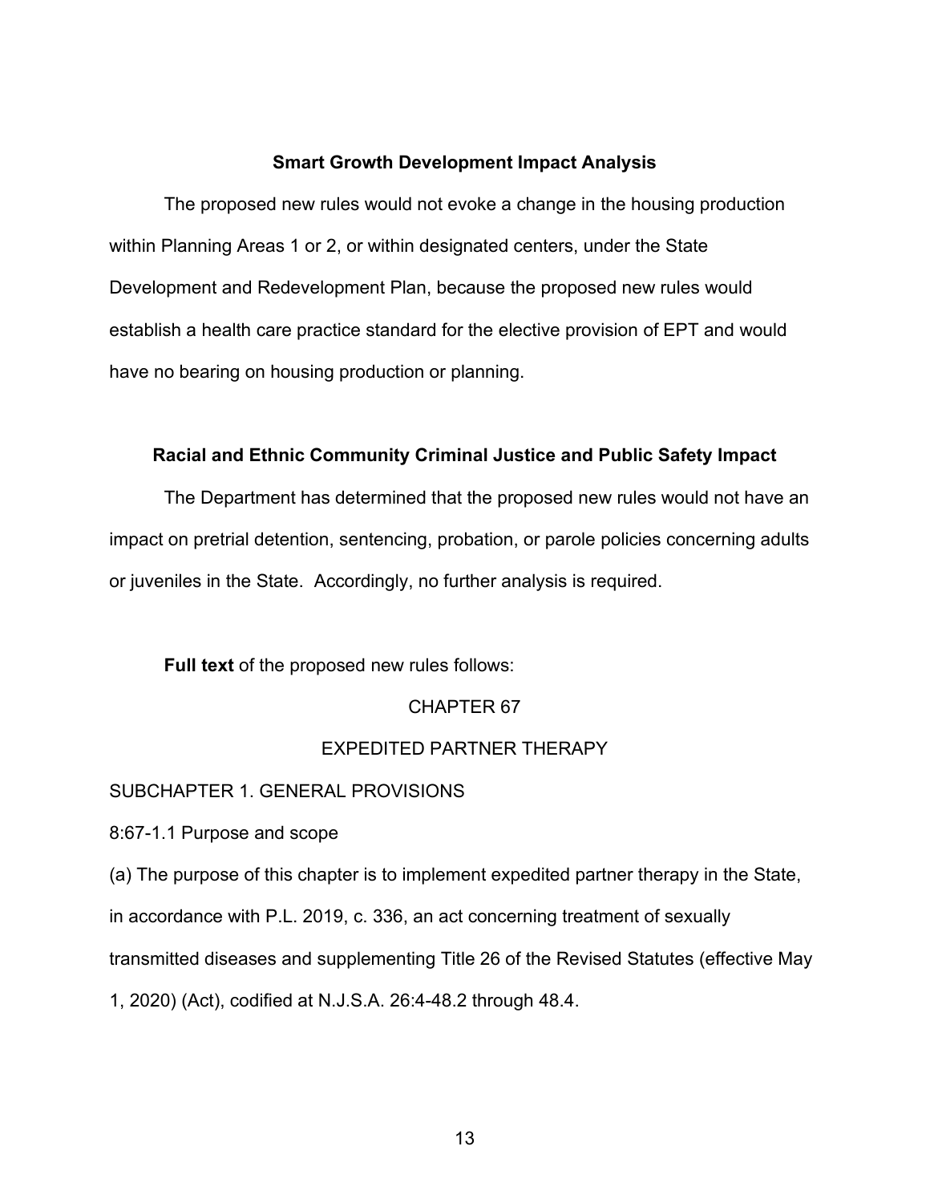**Smart Growth Development Impact Analysis**

The proposed new rules would not evoke a change in the housing production within Planning Areas 1 or 2, or within designated centers, under the State Development and Redevelopment Plan, because the proposed new rules would establish a health care practice standard for the elective provision of EPT and would have no bearing on housing production or planning.

**Racial and Ethnic Community Criminal Justice and Public Safety Impact**

The Department has determined that the proposed new rules would not have an impact on pretrial detention, sentencing, probation, or parole policies concerning adults or juveniles in the State. Accordingly, no further analysis is required.

**Full text** of the proposed new rules follows:

CHAPTER 67

EXPEDITED PARTNER THERAPY

SUBCHAPTER 1. GENERAL PROVISIONS

8:67-1.1 Purpose and scope

(a) The purpose of this chapter is to implement expedited partner therapy in the State, in accordance with P.L. 2019, c. 336, an act concerning treatment of sexually transmitted diseases and supplementing Title 26 of the Revised Statutes (effective May 1, 2020) (Act), codified at N.J.S.A. 26:4-48.2 through 48.4.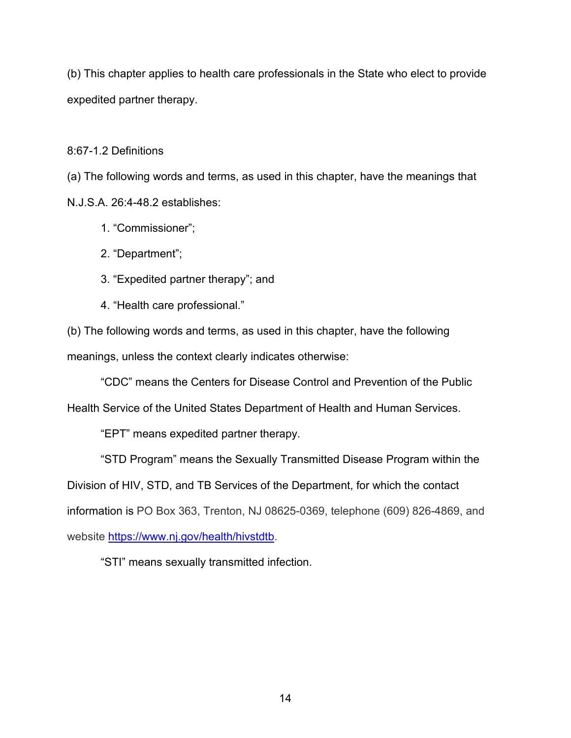(b) This chapter applies to health care professionals in the State who elect to provide expedited partner therapy.

8:67-1.2 Definitions

(a) The following words and terms, as used in this chapter, have the meanings that N.J.S.A. 26:4-48.2 establishes:

1. "Commissioner";
2. "Department";
3. "Expedited partner therapy"; and
4. "Health care professional."

(b) The following words and terms, as used in this chapter, have the following meanings, unless the context clearly indicates otherwise:

"CDC" means the Centers for Disease Control and Prevention of the Public Health Service of the United States Department of Health and Human Services.

"EPT" means expedited partner therapy.

"STD Program" means the Sexually Transmitted Disease Program within the Division of HIV, STD, and TB Services of the Department, for which the contact information is PO Box 363, Trenton, NJ 08625-0369, telephone (609) 826-4869, and website [https://www.nj.gov/health/hivstdtb](https://www.nj.gov/health/hivstdtb).

"STI" means sexually transmitted infection.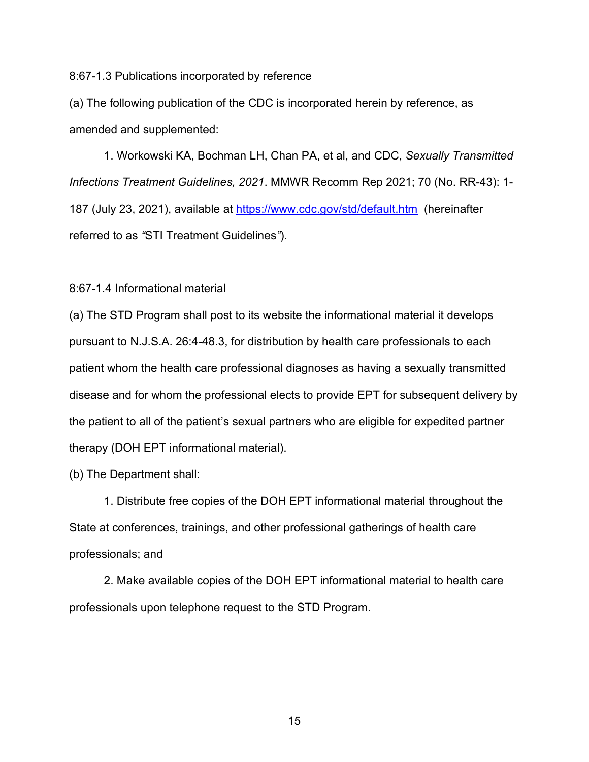8:67-1.3 Publications incorporated by reference

(a) The following publication of the CDC is incorporated herein by reference, as amended and supplemented:

1. Workowski KA, Bochman LH, Chan PA, et al, and CDC, *Sexually Transmitted Infections Treatment Guidelines, 2021*. MMWR Recomm Rep 2021; 70 (No. RR-43): 1-187 (July 23, 2021), available at https://www.cdc.gov/std/default.htm (hereinafter referred to as "STI Treatment Guidelines").

8:67-1.4 Informational material

(a) The STD Program shall post to its website the informational material it develops pursuant to N.J.S.A. 26:4-48.3, for distribution by health care professionals to each patient whom the health care professional diagnoses as having a sexually transmitted disease and for whom the professional elects to provide EPT for subsequent delivery by the patient to all of the patient's sexual partners who are eligible for expedited partner therapy (DOH EPT informational material).

(b) The Department shall:

1. Distribute free copies of the DOH EPT informational material throughout the State at conferences, trainings, and other professional gatherings of health care professionals; and

2. Make available copies of the DOH EPT informational material to health care professionals upon telephone request to the STD Program.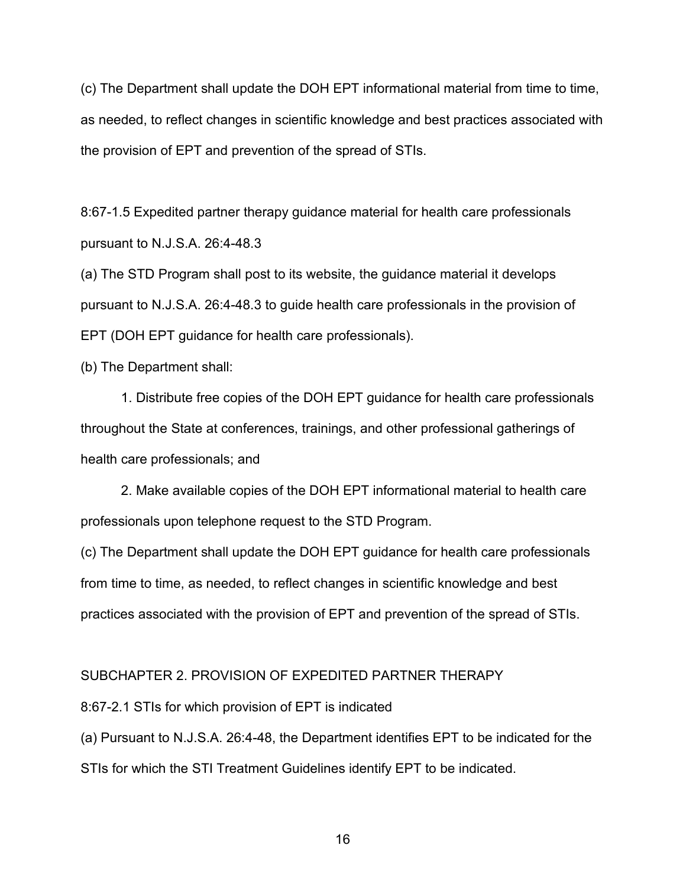(c) The Department shall update the DOH EPT informational material from time to time, as needed, to reflect changes in scientific knowledge and best practices associated with the provision of EPT and prevention of the spread of STIs.

8:67-1.5 Expedited partner therapy guidance material for health care professionals pursuant to N.J.S.A. 26:4-48.3

(a) The STD Program shall post to its website, the guidance material it develops pursuant to N.J.S.A. 26:4-48.3 to guide health care professionals in the provision of EPT (DOH EPT guidance for health care professionals).

(b) The Department shall:

1. Distribute free copies of the DOH EPT guidance for health care professionals throughout the State at conferences, trainings, and other professional gatherings of health care professionals; and

2. Make available copies of the DOH EPT informational material to health care professionals upon telephone request to the STD Program.

(c) The Department shall update the DOH EPT guidance for health care professionals from time to time, as needed, to reflect changes in scientific knowledge and best practices associated with the provision of EPT and prevention of the spread of STIs.

SUBCHAPTER 2. PROVISION OF EXPEDITED PARTNER THERAPY

8:67-2.1 STIs for which provision of EPT is indicated

(a) Pursuant to N.J.S.A. 26:4-48, the Department identifies EPT to be indicated for the STIs for which the STI Treatment Guidelines identify EPT to be indicated.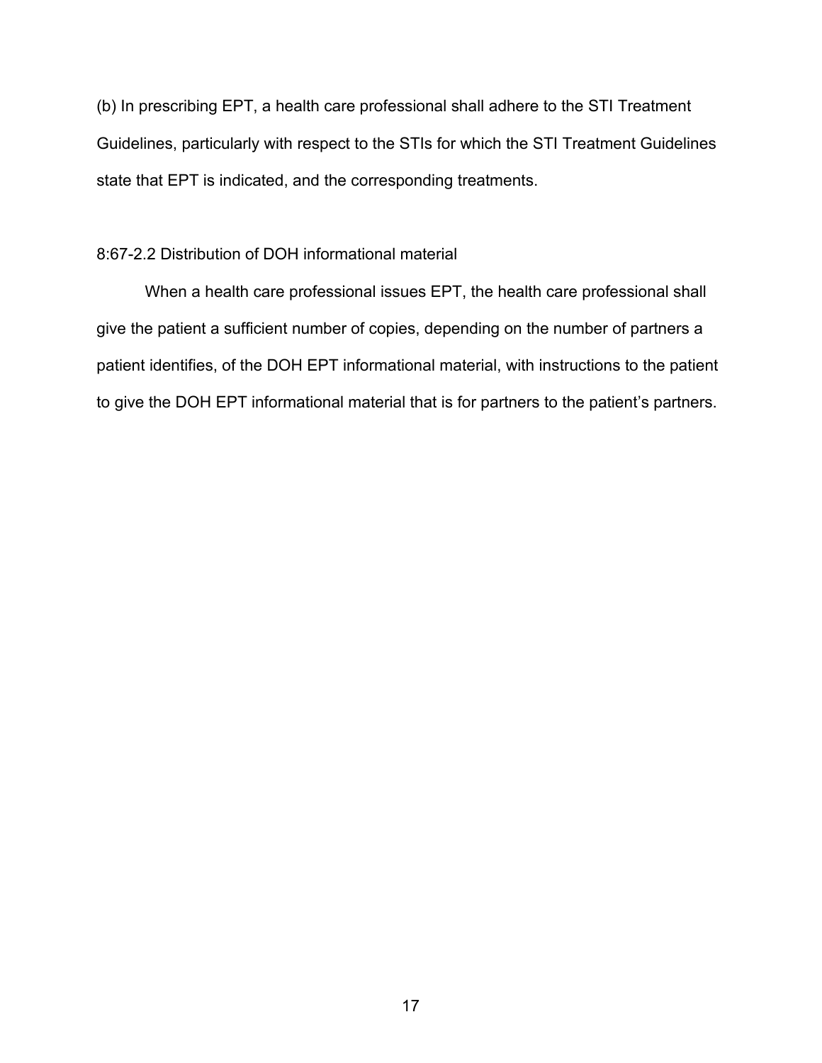(b) In prescribing EPT, a health care professional shall adhere to the STI Treatment Guidelines, particularly with respect to the STIs for which the STI Treatment Guidelines state that EPT is indicated, and the corresponding treatments.

8:67-2.2 Distribution of DOH informational material

When a health care professional issues EPT, the health care professional shall give the patient a sufficient number of copies, depending on the number of partners a patient identifies, of the DOH EPT informational material, with instructions to the patient to give the DOH EPT informational material that is for partners to the patient's partners.